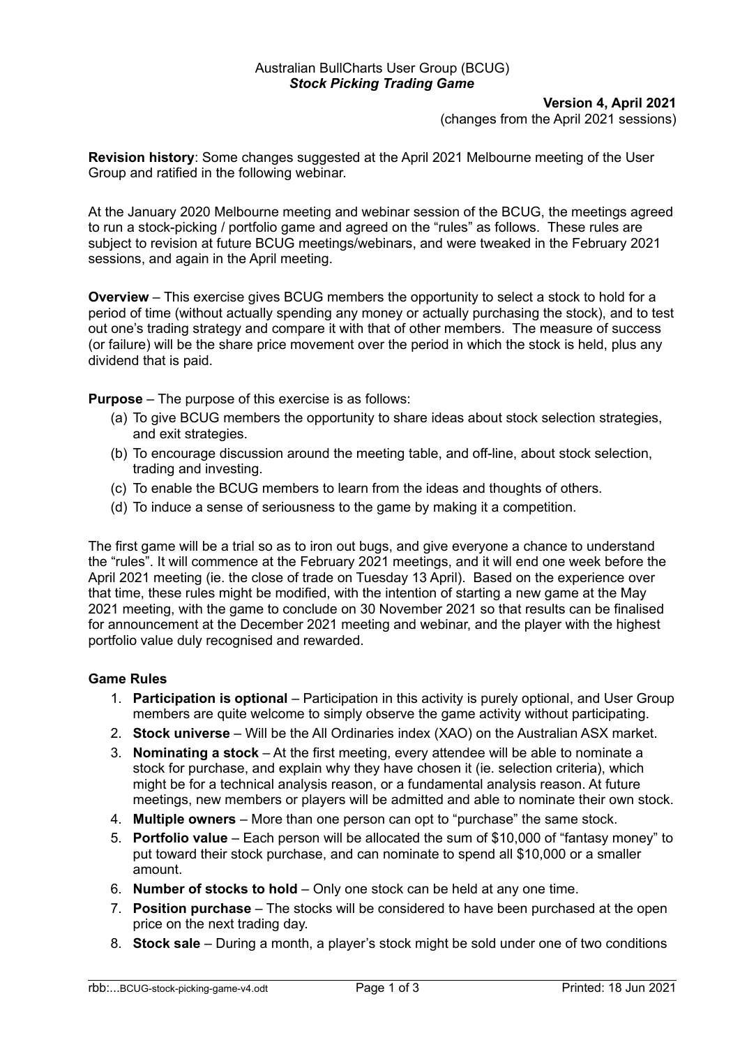Australian BullCharts User Group (BCUG)
***Stock Picking Trading Game***

**Version 4, April 2021**
(changes from the April 2021 sessions)

**Revision history**: Some changes suggested at the April 2021 Melbourne meeting of the User Group and ratified in the following webinar.

At the January 2020 Melbourne meeting and webinar session of the BCUG, the meetings agreed to run a stock-picking / portfolio game and agreed on the "rules" as follows. These rules are subject to revision at future BCUG meetings/webinars, and were tweaked in the February 2021 sessions, and again in the April meeting.

**Overview** – This exercise gives BCUG members the opportunity to select a stock to hold for a period of time (without actually spending any money or actually purchasing the stock), and to test out one's trading strategy and compare it with that of other members. The measure of success (or failure) will be the share price movement over the period in which the stock is held, plus any dividend that is paid.

**Purpose** – The purpose of this exercise is as follows:

(a) To give BCUG members the opportunity to share ideas about stock selection strategies, and exit strategies.
(b) To encourage discussion around the meeting table, and off-line, about stock selection, trading and investing.
(c) To enable the BCUG members to learn from the ideas and thoughts of others.
(d) To induce a sense of seriousness to the game by making it a competition.

The first game will be a trial so as to iron out bugs, and give everyone a chance to understand the "rules". It will commence at the February 2021 meetings, and it will end one week before the April 2021 meeting (ie. the close of trade on Tuesday 13 April). Based on the experience over that time, these rules might be modified, with the intention of starting a new game at the May 2021 meeting, with the game to conclude on 30 November 2021 so that results can be finalised for announcement at the December 2021 meeting and webinar, and the player with the highest portfolio value duly recognised and rewarded.

**Game Rules**

1. **Participation is optional** – Participation in this activity is purely optional, and User Group members are quite welcome to simply observe the game activity without participating.
2. **Stock universe** – Will be the All Ordinaries index (XAO) on the Australian ASX market.
3. **Nominating a stock** – At the first meeting, every attendee will be able to nominate a stock for purchase, and explain why they have chosen it (ie. selection criteria), which might be for a technical analysis reason, or a fundamental analysis reason. At future meetings, new members or players will be admitted and able to nominate their own stock.
4. **Multiple owners** – More than one person can opt to "purchase" the same stock.
5. **Portfolio value** – Each person will be allocated the sum of $10,000 of "fantasy money" to put toward their stock purchase, and can nominate to spend all $10,000 or a smaller amount.
6. **Number of stocks to hold** – Only one stock can be held at any one time.
7. **Position purchase** – The stocks will be considered to have been purchased at the open price on the next trading day.
8. **Stock sale** – During a month, a player's stock might be sold under one of two conditions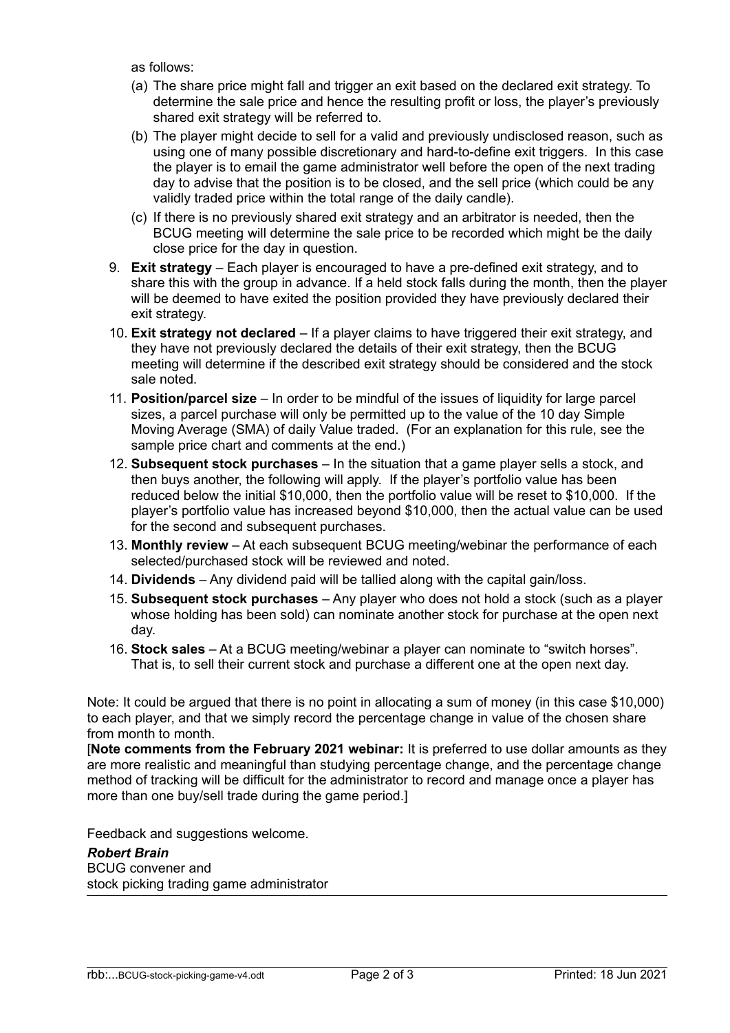as follows:

(a) The share price might fall and trigger an exit based on the declared exit strategy. To determine the sale price and hence the resulting profit or loss, the player's previously shared exit strategy will be referred to.

(b) The player might decide to sell for a valid and previously undisclosed reason, such as using one of many possible discretionary and hard-to-define exit triggers. In this case the player is to email the game administrator well before the open of the next trading day to advise that the position is to be closed, and the sell price (which could be any validly traded price within the total range of the daily candle).

(c) If there is no previously shared exit strategy and an arbitrator is needed, then the BCUG meeting will determine the sale price to be recorded which might be the daily close price for the day in question.

9. **Exit strategy** – Each player is encouraged to have a pre-defined exit strategy, and to share this with the group in advance. If a held stock falls during the month, then the player will be deemed to have exited the position provided they have previously declared their exit strategy.
10. **Exit strategy not declared** – If a player claims to have triggered their exit strategy, and they have not previously declared the details of their exit strategy, then the BCUG meeting will determine if the described exit strategy should be considered and the stock sale noted.
11. **Position/parcel size** – In order to be mindful of the issues of liquidity for large parcel sizes, a parcel purchase will only be permitted up to the value of the 10 day Simple Moving Average (SMA) of daily Value traded. (For an explanation for this rule, see the sample price chart and comments at the end.)
12. **Subsequent stock purchases** – In the situation that a game player sells a stock, and then buys another, the following will apply. If the player's portfolio value has been reduced below the initial $10,000, then the portfolio value will be reset to $10,000. If the player's portfolio value has increased beyond $10,000, then the actual value can be used for the second and subsequent purchases.
13. **Monthly review** – At each subsequent BCUG meeting/webinar the performance of each selected/purchased stock will be reviewed and noted.
14. **Dividends** – Any dividend paid will be tallied along with the capital gain/loss.
15. **Subsequent stock purchases** – Any player who does not hold a stock (such as a player whose holding has been sold) can nominate another stock for purchase at the open next day.
16. **Stock sales** – At a BCUG meeting/webinar a player can nominate to "switch horses". That is, to sell their current stock and purchase a different one at the open next day.

Note: It could be argued that there is no point in allocating a sum of money (in this case $10,000) to each player, and that we simply record the percentage change in value of the chosen share from month to month.
[**Note comments from the February 2021 webinar:** It is preferred to use dollar amounts as they are more realistic and meaningful than studying percentage change, and the percentage change method of tracking will be difficult for the administrator to record and manage once a player has more than one buy/sell trade during the game period.]

Feedback and suggestions welcome.

***Robert Brain***
BCUG convener and
stock picking trading game administrator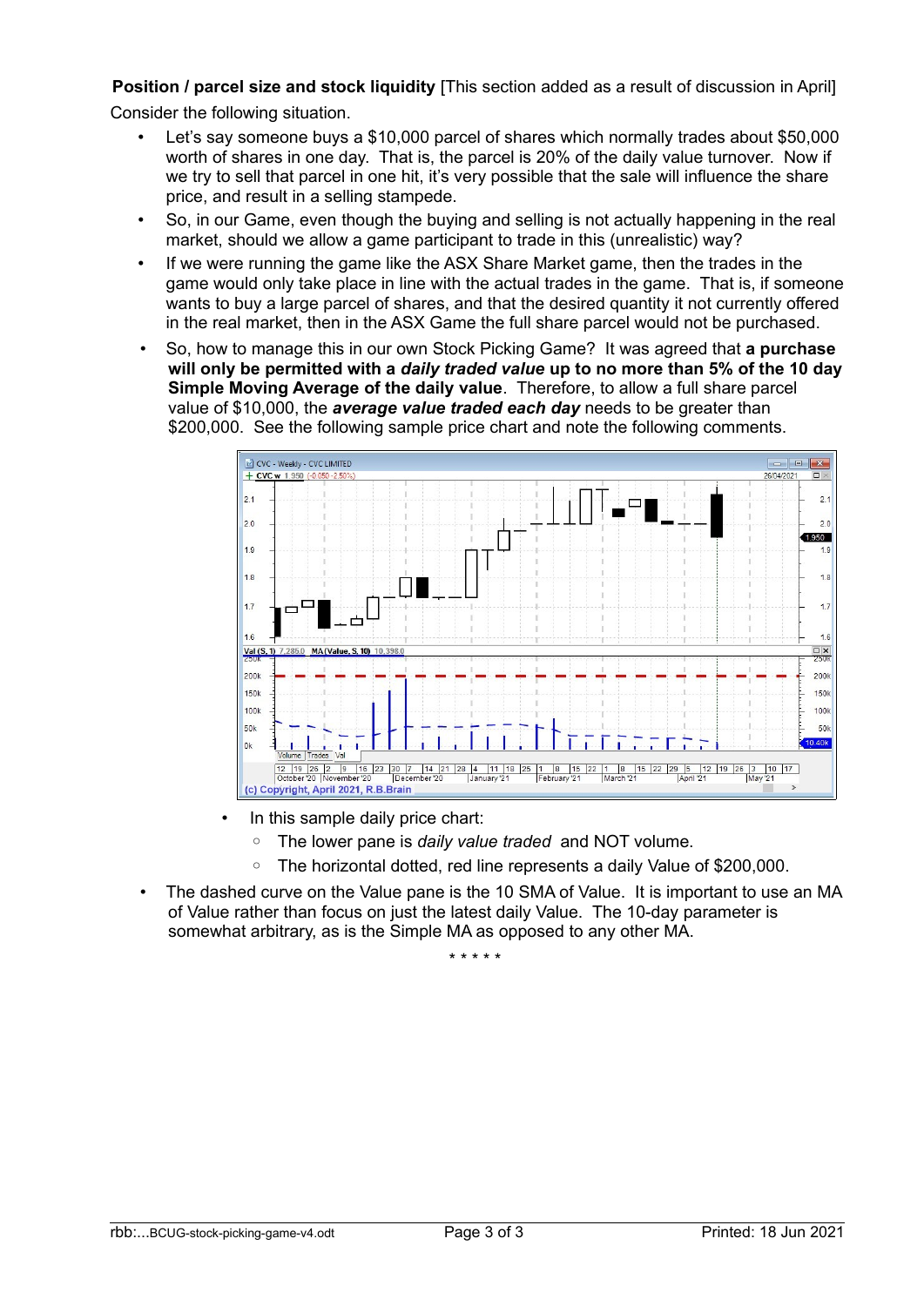**Position / parcel size and stock liquidity** [This section added as a result of discussion in April]

Consider the following situation.

- Let's say someone buys a $10,000 parcel of shares which normally trades about $50,000 worth of shares in one day. That is, the parcel is 20% of the daily value turnover. Now if we try to sell that parcel in one hit, it's very possible that the sale will influence the share price, and result in a selling stampede.
- So, in our Game, even though the buying and selling is not actually happening in the real market, should we allow a game participant to trade in this (unrealistic) way?
- If we were running the game like the ASX Share Market game, then the trades in the game would only take place in line with the actual trades in the game. That is, if someone wants to buy a large parcel of shares, and that the desired quantity it not currently offered in the real market, then in the ASX Game the full share parcel would not be purchased.
- So, how to manage this in our own Stock Picking Game? It was agreed that **a purchase will only be permitted with a *daily traded value* up to no more than 5% of the 10 day Simple Moving Average of the daily value**. Therefore, to allow a full share parcel value of $10,000, the ***average value traded each day*** needs to be greater than $200,000. See the following sample price chart and note the following comments.

CVC - Weekly - CVC LIMITED
CVC w 1.950 (-0.050 -2.50%)
26/04/2021
Val (S, 1) 7,285.0 MA(Value, S, 10) 10,398.0
Volume Trades Val
(c) Copyright, April 2021, R.B.Brain

- In this sample daily price chart:
  - The lower pane is *daily value traded* and NOT volume.
  - The horizontal dotted, red line represents a daily Value of $200,000.
- The dashed curve on the Value pane is the 10 SMA of Value. It is important to use an MA of Value rather than focus on just the latest daily Value. The 10-day parameter is somewhat arbitrary, as is the Simple MA as opposed to any other MA.

\* \* \* \* \*